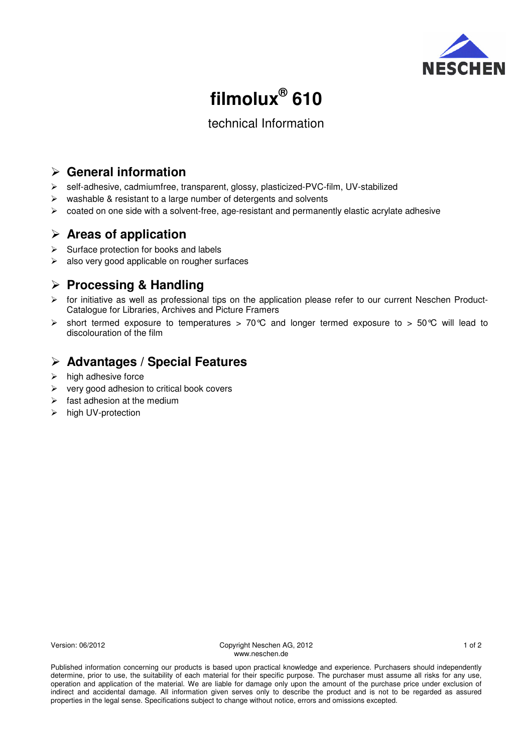NESCHEN

# filmolux® 610

technical Information

## General information

- self-adhesive, cadmiumfree, transparent, glossy, plasticized-PVC-film, UV-stabilized
- washable & resistant to a large number of detergents and solvents
- coated on one side with a solvent-free, age-resistant and permanently elastic acrylate adhesive

## Areas of application

- Surface protection for books and labels
- also very good applicable on rougher surfaces

## Processing & Handling

- for initiative as well as professional tips on the application please refer to our current Neschen Product-Catalogue for Libraries, Archives and Picture Framers
- short termed exposure to temperatures > 70℃ and longer termed exposure to > 50℃ will lead to discolouration of the film

## Advantages / Special Features

- high adhesive force
- very good adhesion to critical book covers
- fast adhesion at the medium
- high UV-protection

Version: 06/2012

Copyright Neschen AG, 2012
www.neschen.de

Published information concerning our products is based upon practical knowledge and experience. Purchasers should independently determine, prior to use, the suitability of each material for their specific purpose. The purchaser must assume all risks for any use, operation and application of the material. We are liable for damage only upon the amount of the purchase price under exclusion of indirect and accidental damage. All information given serves only to describe the product and is not to be regarded as assured properties in the legal sense. Specifications subject to change without notice, errors and omissions excepted.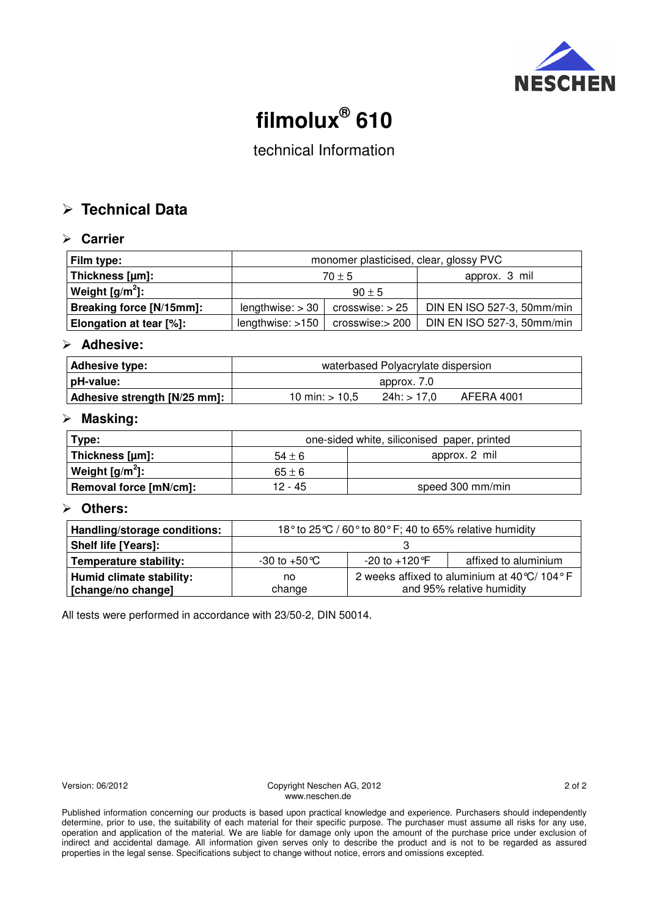NESCHEN

# filmolux® 610

technical Information

## Technical Data

### Carrier

| | | | |
|---|---|---|---|
| **Film type:** | monomer plasticised, clear, glossy PVC | | |
| **Thickness [µm]:** | 70 ± 5 | | approx. 3 mil |
| **Weight [g/m²]:** | 90 ± 5 | | |
| **Breaking force [N/15mm]:** | lengthwise: > 30 | crosswise: > 25 | DIN EN ISO 527-3, 50mm/min |
| **Elongation at tear [%]:** | lengthwise: >150 | crosswise:> 200 | DIN EN ISO 527-3, 50mm/min |

### Adhesive:

| | | | |
|---|---|---|---|
| **Adhesive type:** | waterbased Polyacrylate dispersion | | |
| **pH-value:** | approx. 7.0 | | |
| **Adhesive strength [N/25 mm]:** | 10 min: > 10,5 | 24h: > 17,0 | AFERA 4001 |

### Masking:

| | | |
|---|---|---|
| **Type:** | one-sided white, siliconised paper, printed | |
| **Thickness [µm]:** | 54 ± 6 | approx. 2 mil |
| **Weight [g/m²]:** | 65 ± 6 | |
| **Removal force [mN/cm]:** | 12 - 45 | speed 300 mm/min |

### Others:

| | | | |
|---|---|---|---|
| **Handling/storage conditions:** | 18° to 25℃ / 60° to 80° F; 40 to 65% relative humidity | | |
| **Shelf life [Years]:** | 3 | | |
| **Temperature stability:** | -30 to +50℃ | -20 to +120℉ | affixed to aluminium |
| **Humid climate stability: [change/no change]** | no change | 2 weeks affixed to aluminium at 40℃/ 104° F and 95% relative humidity | |

All tests were performed in accordance with 23/50-2, DIN 50014.

Version: 06/2012

Copyright Neschen AG, 2012
www.neschen.de

Published information concerning our products is based upon practical knowledge and experience. Purchasers should independently determine, prior to use, the suitability of each material for their specific purpose. The purchaser must assume all risks for any use, operation and application of the material. We are liable for damage only upon the amount of the purchase price under exclusion of indirect and accidental damage. All information given serves only to describe the product and is not to be regarded as assured properties in the legal sense. Specifications subject to change without notice, errors and omissions excepted.